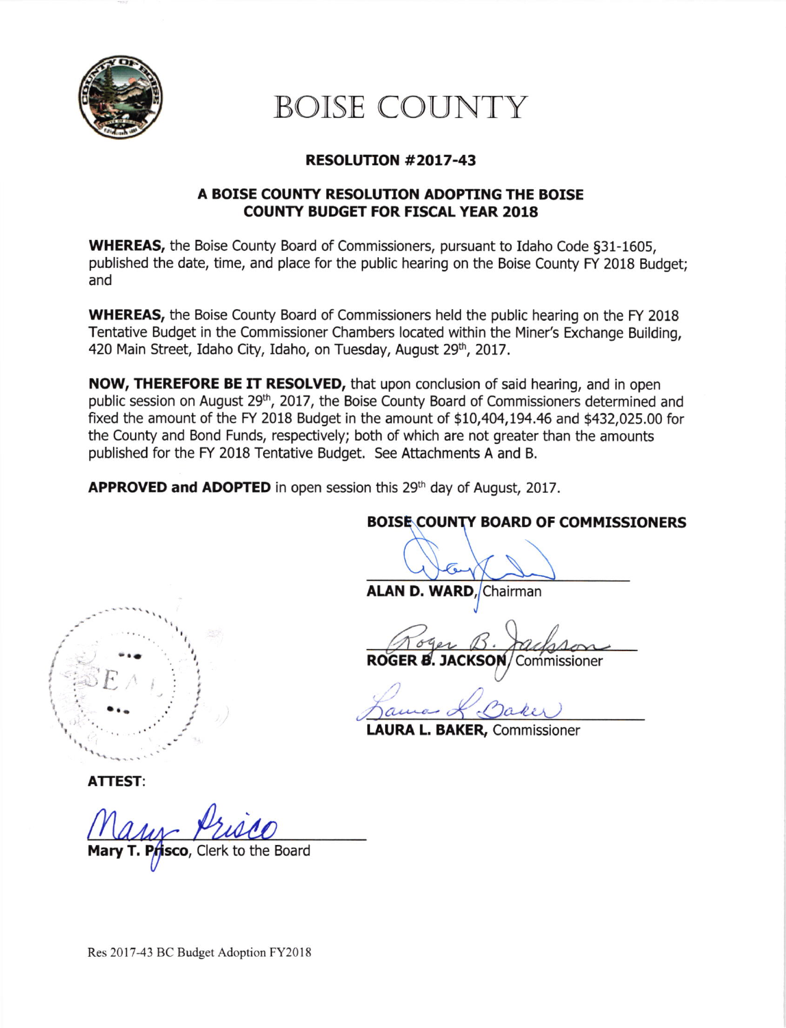# BOISE COUNTY

## RESOLUTION #2017-43

### A BOISE COUNTY RESOLUTION ADOPTING THE BOISE COUNTY BUDGET FOR FISCAL YEAR 2018

**WHEREAS,** the Boise County Board of Commissioners, pursuant to Idaho Code §31-1605, published the date, time, and place for the public hearing on the Boise County FY 2018 Budget; and

**WHEREAS,** the Boise County Board of Commissioners held the public hearing on the FY 2018 Tentative Budget in the Commissioner Chambers located within the Miner's Exchange Building, 420 Main Street, Idaho City, Idaho, on Tuesday, August 29th, 2017.

**NOW, THEREFORE BE IT RESOLVED,** that upon conclusion of said hearing, and in open public session on August 29th, 2017, the Boise County Board of Commissioners determined and fixed the amount of the FY 2018 Budget in the amount of $10,404,194.46 and $432,025.00 for the County and Bond Funds, respectively; both of which are not greater than the amounts published for the FY 2018 Tentative Budget. See Attachments A and B.

**APPROVED and ADOPTED** in open session this 29th day of August, 2017.

**BOISE COUNTY BOARD OF COMMISSIONERS**

**ALAN D. WARD,** Chairman

**ROGER B. JACKSON,** Commissioner

**LAURA L. BAKER,** Commissioner

**ATTEST:**

**Mary T. Prisco,** Clerk to the Board

Res 2017-43 BC Budget Adoption FY2018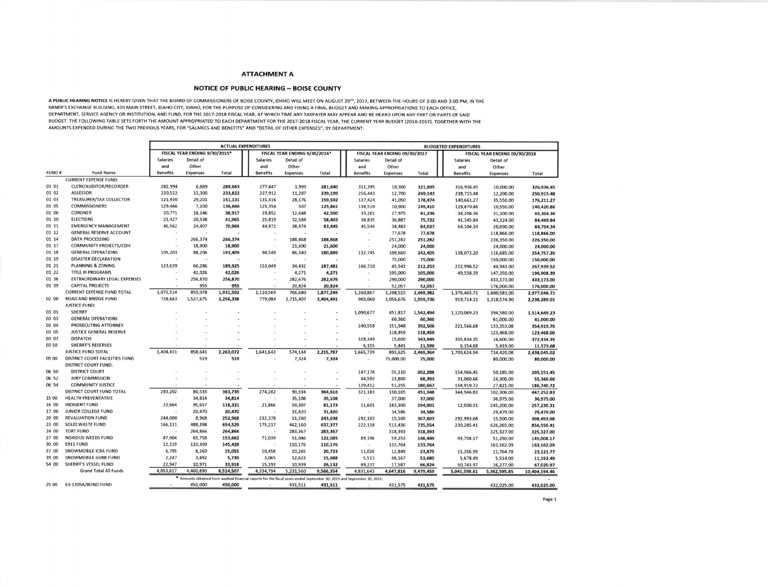# ATTACHMENT A

## NOTICE OF PUBLIC HEARING – BOISE COUNTY

**A PUBLIC HEARING NOTICE** IS HEREBY GIVEN THAT THE BOARD OF COMMISSIONERS OF BOISE COUNTY, IDAHO WILL MEET ON AUGUST 29TH, 2017, BETWEEN THE HOURS OF 2:00 AND 3:00 PM, IN THE MINER'S EXCHANGE BUILDING, 420 MAIN STREET, IDAHO CITY, IDAHO, FOR THE PURPOSE OF CONSIDERING AND FIXING A FINAL BUDGET AND MAKING APPROPRIATIONS TO EACH OFFICE, DEPARTMENT, SERVICE AGENCY OR INSTITUTION, AND FUND, FOR THE 2017-2018 FISCAL YEAR, AT WHICH TIME ANY TAXPAYER MAY APPEAR AND BE HEARD UPON ANY PART OR PARTS OF SAID BUDGET. THE FOLLOWING TABLE SETS FORTH THE AMOUNT APPROPRIATED TO EACH DEPARTMENT FOR THE 2017-2018 FISCAL YEAR, THE CURRENT YEAR BUDGET (2016-2017), TOGETHER WITH THE AMOUNTS EXPENDED DURING THE TWO PREVIOUS YEARS, FOR "SALARIES AND BENEFITS" AND "DETAIL OF OTHER EXPENSES", BY DEPARTMENT:

| | | ACTUAL EXPENDITURES | | | | | | BUDGETED EXPENDITURES | | | | | |
|---|---|---|---|---|---|---|---|---|---|---|---|---|---|
| | | FISCAL YEAR ENDING 9/30/2015* | | | FISCAL YEAR ENDING 9/30/2016* | | | FISCAL YEAR ENDING 09/30/2017 | | | FISCAL YEAR ENDING 09/30/2018 | | |
| FUND # | Fund Name | Salaries and Benefits | Detail of Other Expenses | Total | Salaries and Benefits | Detail of Other Expenses | Total | Salaries and Benefits | Detail of Other Expenses | Total | Salaries and Benefits | Detail of Other Expenses | Total |
| | CURRENT EXPENSE FUND: | | | | | | | | | | | | |
| 01 01 | CLERK/AUDITOR/RECORDER | 282,994 | 6,669 | 289,663 | 277,647 | 3,993 | 281,640 | 311,395 | 10,300 | 321,695 | 316,936.45 | 10,000.00 | 326,936.45 |
| 01 02 | ASSESSOR | 220,522 | 13,300 | 233,822 | 227,912 | 11,287 | 239,199 | 256,443 | 12,700 | 269,143 | 238,715.48 | 12,200.00 | 250,915.48 |
| 01 03 | TREASURER/TAX COLLECTOR | 121,930 | 29,201 | 151,131 | 131,416 | 28,176 | 159,592 | 137,424 | 41,050 | 178,474 | 140,661.27 | 35,550.00 | 176,211.27 |
| 01 05 | COMMISSIONERS | 129,466 | 7,200 | 136,666 | 125,354 | 507 | 125,861 | 138,510 | 10,900 | 149,410 | 129,870.86 | 10,550.00 | 140,420.86 |
| 01 06 | CORONER | 20,771 | 18,146 | 38,917 | 29,852 | 12,648 | 42,500 | 33,261 | 27,975 | 61,236 | 34,204.36 | 31,100.00 | 65,304.36 |
| 01 10 | ELECTIONS | 21,427 | 20,538 | 41,965 | 25,819 | 32,584 | 58,403 | 38,835 | 36,887 | 75,722 | 41,345.84 | 43,124.00 | 84,469.84 |
| 01 11 | EMERGENCY MANAGEMENT | 46,562 | 24,407 | 70,969 | 44,971 | 38,474 | 83,445 | 45,544 | 38,483 | 84,027 | 64,104.34 | 20,690.00 | 84,794.34 |
| 01 12 | GENERAL RESERVE ACCOUNT | - | - | - | - | - | - | - | 77,678 | 77,678 | | 118,866.00 | 118,866.00 |
| 01 14 | DATA PROCESSING | - | 266,374 | 266,374 | - | 188,868 | 188,868 | - | 251,282 | 251,282 | | 226,350.00 | 226,350.00 |
| 01 17 | COMMUNITY PROJECTS/CDH | - | 18,900 | 18,900 | - | 21,600 | 21,600 | - | 24,000 | 24,000 | | 24,000.00 | 24,000.00 |
| 01 18 | GENERAL OPERATIONS | 105,203 | 88,206 | 193,409 | 94,549 | 86,340 | 180,889 | 132,745 | 109,660 | 242,405 | 138,072.20 | 116,685.00 | 254,757.20 |
| 01 19 | DISASTER DECLARATION | - | - | - | - | - | - | - | 75,000 | 75,000 | | 150,000.00 | 150,000.00 |
| 01 21 | PLANNING & ZONING | 123,639 | 66,286 | 189,925 | 153,049 | 34,432 | 187,481 | 166,710 | 45,543 | 212,253 | 222,996.52 | 44,943.00 | 267,939.52 |
| 01 22 | TITLE III PROGRAMS | - | 42,026 | 42,026 | - | 4,271 | 4,271 | - | 105,000 | 105,000 | 49,558.39 | 147,350.00 | 196,908.39 |
| 01 36 | EXTRAORDINARY LEGAL EXPENSES | - | 256,870 | 256,870 | - | 282,676 | 282,676 | - | 290,000 | 290,000 | | 433,173.00 | 433,173.00 |
| 01 39 | CAPITAL PROJECTS | - | 955 | 955 | - | 20,824 | 20,824 | - | 52,057 | 52,057 | | 176,000.00 | 176,000.00 |
| | CURRENT EXPENSE FUND TOTAL | 1,072,514 | 859,078 | 1,931,592 | 1,110,569 | 766,680 | 1,877,249 | 1,260,867 | 1,208,515 | 2,469,382 | 1,376,465.71 | 1,600,581.00 | 2,977,046.71 |
| 02 00 | ROAD AND BRIDGE FUND | 728,663 | 1,527,675 | 2,256,338 | 779,084 | 2,715,407 | 3,494,491 | 903,060 | 1,056,676 | 1,959,736 | 919,714.11 | 1,318,574.90 | 2,238,289.01 |
| | JUSTICE FUND: | | | | | | | | | | | | |
| 03 01 | SHERIFF | - | - | - | - | - | - | 1,090,677 | 451,817 | 1,542,494 | 1,120,069.23 | 394,580.00 | 1,514,649.23 |
| 03 03 | GENERAL OPERATIONS | - | - | - | - | - | - | - | 60,360 | 60,360 | | 61,000.00 | 61,000.00 |
| 03 04 | PROSECUTING ATTORNEY | - | - | - | - | - | - | 240,558 | 151,948 | 392,506 | 221,566.68 | 133,353.08 | 354,919.76 |
| 03 05 | JUSTICE GENERAL RESERVE | - | - | - | - | - | - | - | 118,459 | 118,459 | | 123,468.00 | 123,468.00 |
| 03 07 | DISPATCH | - | - | - | - | - | - | 328,349 | 15,600 | 343,949 | 355,834.35 | 16,600.00 | 372,434.35 |
| 03 50 | SHERIFF'S RESERVES | - | - | - | - | - | - | 6,155 | 5,441 | 11,596 | 6,154.68 | 5,419.00 | 11,573.68 |
| | JUSTICE FUND TOTAL | 1,404,431 | 858,641 | 2,263,072 | 1,641,643 | 574,144 | 2,215,787 | 1,665,739 | 803,625 | 2,469,364 | 1,703,624.94 | 734,420.08 | 2,438,045.02 |
| 05 00 | DISTRICT COURT FACILITIES FUND | | 519 | 519 | | 7,324 | 7,324 | - | 75,000.00 | 75,000 | | 80,000.00 | 80,000.00 |
| | DISTRICT COURT FUND: | | | | | | | | | | | | |
| 06 50 | DISTRICT COURT | - | - | - | - | - | - | 147,178 | 55,110 | 202,288 | 154,966.45 | 50,185.00 | 205,151.45 |
| 06 52 | JURY COMMISSION | - | - | - | - | - | - | 44,593 | 23,800 | 68,393 | 31,060.66 | 24,300.00 | 55,360.66 |
| 06 54 | COMMUNITY JUSTICE | - | - | - | - | - | - | 129,412 | 51,255 | 180,667 | 158,919.72 | 27,821.00 | 186,740.72 |
| | DISTRICT COURT FUND TOTAL | 283,202 | 80,533 | 363,735 | 274,282 | 90,334 | 364,616 | 321,183 | 130,165 | 451,348 | 344,946.83 | 102,306.00 | 447,252.83 |
| 15 00 | HEALTH PREVENTATIVE | - | 34,814 | 34,814 | - | 35,108 | 35,108 | - | 37,000 | 37,000 | | 36,975.00 | 36,975.00 |
| 16 00 | INDIGENT FUND | 22,664 | 95,657 | 118,321 | 21,866 | 59,307 | 81,173 | 11,601 | 183,300 | 194,901 | 12,030.31 | 245,200.00 | 257,230.31 |
| 17 00 | JUNIOR COLLEGE FUND | - | 20,470 | 20,470 | - | 31,420 | 31,420 | - | 34,586 | 34,586 | | 29,479.00 | 29,479.00 |
| 20 00 | REVALUATION FUND | 244,000 | 8,968 | 252,968 | 232,378 | 11,260 | 243,638 | 292,103 | 15,500 | 307,603 | 292,993.68 | 15,500.00 | 308,493.68 |
| 23 00 | SOLID WASTE FUND | 166,131 | 488,398 | 654,529 | 175,217 | 462,160 | 637,377 | 222,118 | 513,436 | 735,554 | 230,285.41 | 626,265.00 | 856,550.41 |
| 24 00 | TORT FUND | - | 264,866 | 264,866 | - | 283,367 | 283,367 | - | 318,393 | 318,393 | | 325,327.00 | 325,327.00 |
| 27 00 | NOXIOUS WEEDS FUND | 87,904 | 65,758 | 153,662 | 71,039 | 51,046 | 122,085 | 89,196 | 59,253 | 148,449 | 93,758.17 | 51,250.00 | 145,008.17 |
| 30 00 | E911 FUND | 12,119 | 133,309 | 145,428 | - | 110,176 | 110,176 | - | 133,764 | 133,764 | | 163,162.09 | 163,162.09 |
| 37 00 | SNOWMOBILE IC8A FUND | 6,795 | 8,260 | 15,055 | 10,458 | 10,265 | 20,723 | 11,026 | 12,849 | 23,875 | 11,356.99 | 11,764.78 | 23,121.77 |
| 39 00 | SNOWMOBILE GV8B FUND | 2,247 | 3,492 | 5,739 | 3,065 | 12,623 | 15,688 | 5,513 | 48,167 | 53,680 | 5,678.49 | 5,514.00 | 11,192.49 |
| 54 00 | SHERIFF'S VESSEL FUND | 22,947 | 10,971 | 33,918 | 15,193 | 10,939 | 26,132 | 49,237 | 17,587 | 66,824 | 50,743.97 | 16,277.00 | 67,020.97 |
| | Grand Total All Funds | 4,053,617 | 4,460,890 | 8,514,507 | 4,334,794 | 5,231,560 | 9,566,354 | 4,831,643 | 4,647,816 | 9,479,459 | 5,041,598.61 | 5,362,595.85 | 10,404,194.46 |
| 25 00 | 63-1305A/BOND FUND | - | 450,000 | 450,000 | - | 431,511 | 431,511 | - | 431,575 | 431,575 | | 432,025.00 | 432,025.00 |

\* Amounts obtained from audited financial reports for the fiscal years ended September 30, 2015 and September 30, 2016.